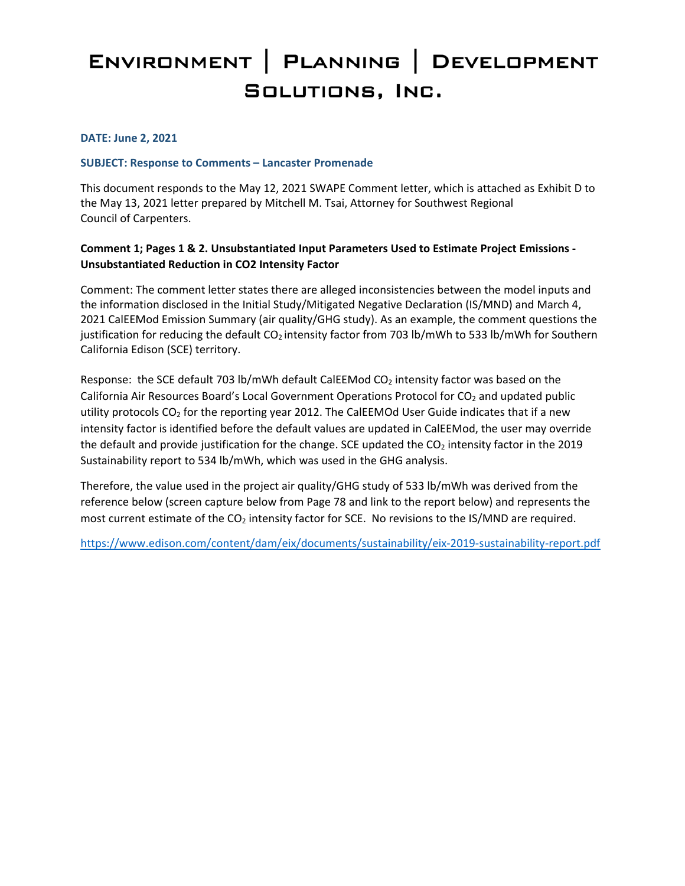# Environment | Planning | Development Solutions, Inc.

**DATE: June 2, 2021**

**SUBJECT: Response to Comments – Lancaster Promenade**

This document responds to the May 12, 2021 SWAPE Comment letter, which is attached as Exhibit D to the May 13, 2021 letter prepared by Mitchell M. Tsai, Attorney for Southwest Regional Council of Carpenters.

**Comment 1; Pages 1 & 2. Unsubstantiated Input Parameters Used to Estimate Project Emissions - Unsubstantiated Reduction in CO2 Intensity Factor**

Comment: The comment letter states there are alleged inconsistencies between the model inputs and the information disclosed in the Initial Study/Mitigated Negative Declaration (IS/MND) and March 4, 2021 CalEEMod Emission Summary (air quality/GHG study). As an example, the comment questions the justification for reducing the default $CO_2$ intensity factor from 703 lb/mWh to 533 lb/mWh for Southern California Edison (SCE) territory.

Response: the SCE default 703 lb/mWh default CalEEMod $CO_2$ intensity factor was based on the California Air Resources Board's Local Government Operations Protocol for $CO_2$ and updated public utility protocols $CO_2$ for the reporting year 2012. The CalEEMOd User Guide indicates that if a new intensity factor is identified before the default values are updated in CalEEMod, the user may override the default and provide justification for the change. SCE updated the $CO_2$ intensity factor in the 2019 Sustainability report to 534 lb/mWh, which was used in the GHG analysis.

Therefore, the value used in the project air quality/GHG study of 533 lb/mWh was derived from the reference below (screen capture below from Page 78 and link to the report below) and represents the most current estimate of the $CO_2$ intensity factor for SCE. No revisions to the IS/MND are required.

https://www.edison.com/content/dam/eix/documents/sustainability/eix-2019-sustainability-report.pdf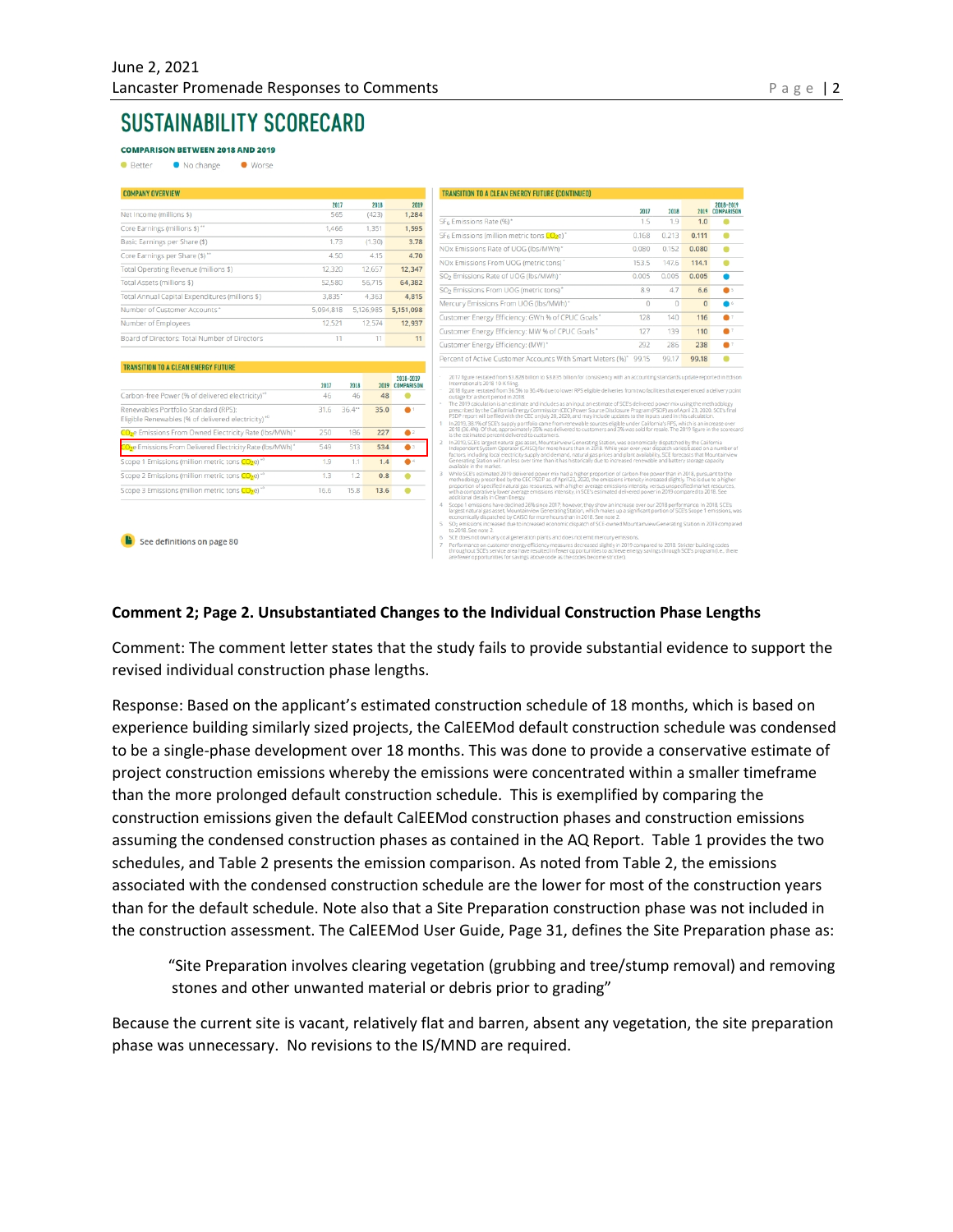# SUSTAINABILITY SCORECARD

**COMPARISON BETWEEN 2018 AND 2019**

● Better ● No change ● Worse

**COMPANY OVERVIEW**

| | 2017 | 2018 | 2019 |
|---|---|---|---|
| Net Income (millions $) | 565 | (423) | 1,284 |
| Core Earnings (millions $)[**] | 1,466 | 1,351 | 1,595 |
| Basic Earnings per Share ($) | 1.73 | (1.30) | 3.78 |
| Core Earnings per Share ($)[**] | 4.50 | 4.15 | 4.70 |
| Total Operating Revenue (millions $) | 12,320 | 12,657 | 12,347 |
| Total Assets (millions $) | 52,580 | 56,715 | 64,382 |
| Total Annual Capital Expenditures (millions $) | 3,835* | 4,363 | 4,815 |
| Number of Customer Accounts* | 5,094,818 | 5,126,985 | 5,151,098 |
| Number of Employees | 12,521 | 12,574 | 12,937 |
| Board of Directors: Total Number of Directors | 11 | 11 | 11 |

**TRANSITION TO A CLEAN ENERGY FUTURE**

| | 2017 | 2018 | 2019 | 2018–2019 COMPARISON |
|---|---|---|---|---|
| Carbon-free Power (% of delivered electricity)[**] | 46 | 46 | 48 | ● |
| Renewables Portfolio Standard (RPS): Eligible Renewables (% of delivered electricity)[**] | 31.6 | 36.4[**] | 35.0 | ●[1] |
| $CO_2e$ Emissions From Owned Electricity Rate (lbs/MWh)* | 250 | 186 | 227 | ●[2] |
| $CO_2e$ Emissions From Delivered Electricity Rate (lbs/MWh)* | 549 | 513 | 534 | ●[3] |
| Scope 1 Emissions (million metric tons $CO_2e$)[**] | 1.9 | 1.1 | 1.4 | ●[4] |
| Scope 2 Emissions (million metric tons $CO_2e$)[**] | 1.3 | 1.2 | 0.8 | ● |
| Scope 3 Emissions (million metric tons $CO_2e$)[**] | 16.6 | 15.8 | 13.6 | ● |

**TRANSITION TO A CLEAN ENERGY FUTURE (CONTINUED)**

| | 2017 | 2018 | 2019 | 2018–2019 COMPARISON |
|---|---|---|---|---|
| $SF_6$ Emissions Rate (%)* | 1.5 | 1.9 | 1.0 | ● |
| $SF_6$ Emissions (million metric tons $CO_2e$)* | 0.168 | 0.213 | 0.111 | ● |
| NOx Emissions Rate of UOG (lbs/MWh)* | 0.080 | 0.152 | 0.080 | ● |
| NOx Emissions From UOG (metric tons)* | 153.5 | 147.6 | 114.1 | ● |
| $SO_2$ Emissions Rate of UOG (lbs/MWh)* | 0.005 | 0.005 | 0.005 | ● |
| $SO_2$ Emissions From UOG (metric tons)* | 8.9 | 4.7 | 6.6 | ●[5] |
| Mercury Emissions From UOG (lbs/MWh)* | 0 | 0 | 0 | ●[6] |
| Customer Energy Efficiency: GWh % of CPUC Goals* | 128 | 140 | 116 | ●[7] |
| Customer Energy Efficiency: MW % of CPUC Goals* | 127 | 139 | 110 | ●[7] |
| Customer Energy Efficiency (MW)* | 292 | 286 | 238 | ●[7] |
| Percent of Active Customer Accounts With Smart Meters (%)* | 99.15 | 99.17 | 99.18 | ● |

See definitions on page 80

## Comment 2; Page 2. Unsubstantiated Changes to the Individual Construction Phase Lengths

Comment: The comment letter states that the study fails to provide substantial evidence to support the revised individual construction phase lengths.

Response: Based on the applicant's estimated construction schedule of 18 months, which is based on experience building similarly sized projects, the CalEEMod default construction schedule was condensed to be a single-phase development over 18 months. This was done to provide a conservative estimate of project construction emissions whereby the emissions were concentrated within a smaller timeframe than the more prolonged default construction schedule. This is exemplified by comparing the construction emissions given the default CalEEMod construction phases and construction emissions assuming the condensed construction phases as contained in the AQ Report. Table 1 provides the two schedules, and Table 2 presents the emission comparison. As noted from Table 2, the emissions associated with the condensed construction schedule are the lower for most of the construction years than for the default schedule. Note also that a Site Preparation construction phase was not included in the construction assessment. The CalEEMod User Guide, Page 31, defines the Site Preparation phase as:

> "Site Preparation involves clearing vegetation (grubbing and tree/stump removal) and removing stones and other unwanted material or debris prior to grading"

Because the current site is vacant, relatively flat and barren, absent any vegetation, the site preparation phase was unnecessary. No revisions to the IS/MND are required.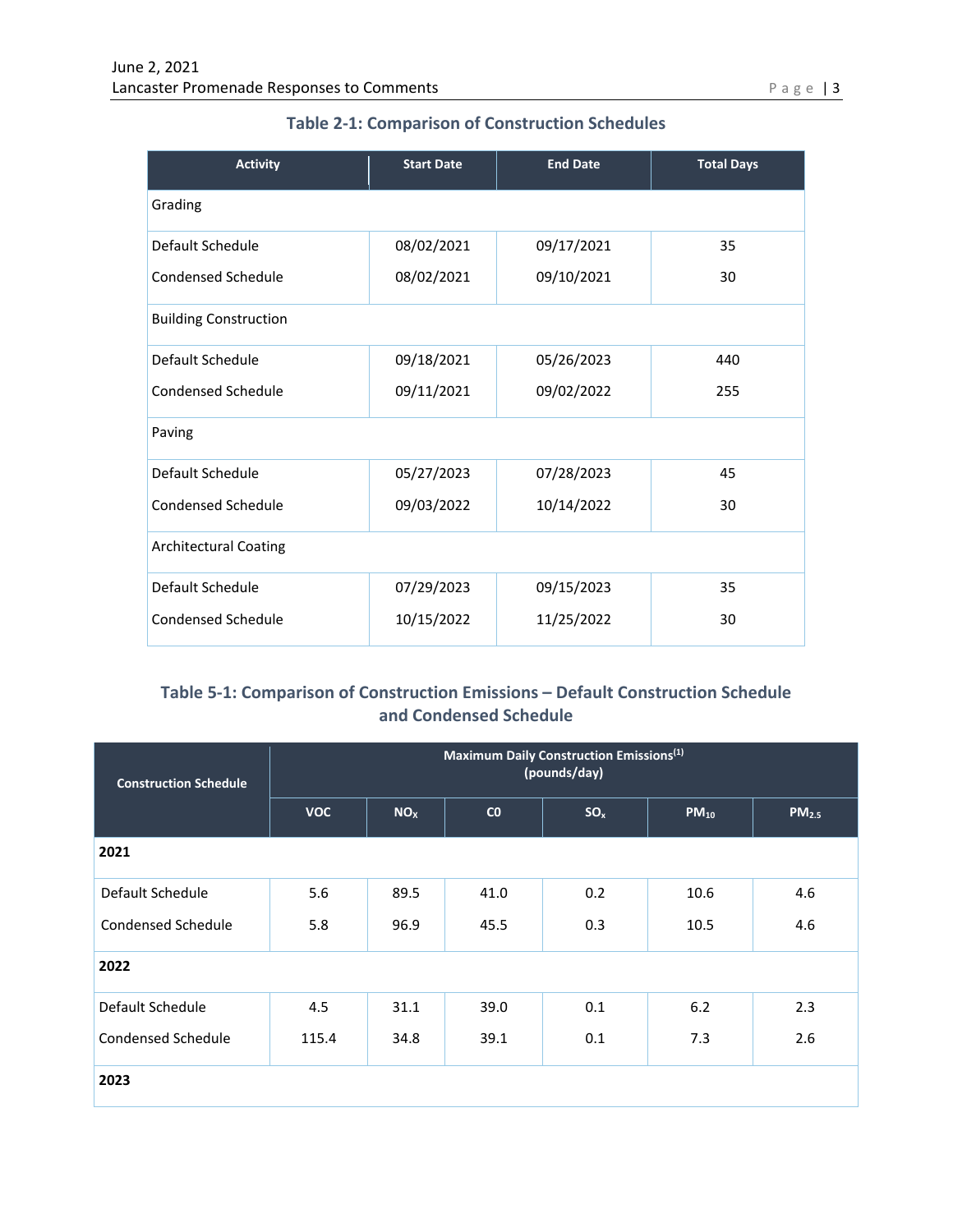### Table 2-1: Comparison of Construction Schedules

| Activity | Start Date | End Date | Total Days |
|---|---|---|---|
| Grading | | | |
| Default Schedule | 08/02/2021 | 09/17/2021 | 35 |
| Condensed Schedule | 08/02/2021 | 09/10/2021 | 30 |
| Building Construction | | | |
| Default Schedule | 09/18/2021 | 05/26/2023 | 440 |
| Condensed Schedule | 09/11/2021 | 09/02/2022 | 255 |
| Paving | | | |
| Default Schedule | 05/27/2023 | 07/28/2023 | 45 |
| Condensed Schedule | 09/03/2022 | 10/14/2022 | 30 |
| Architectural Coating | | | |
| Default Schedule | 07/29/2023 | 09/15/2023 | 35 |
| Condensed Schedule | 10/15/2022 | 11/25/2022 | 30 |

### Table 5-1: Comparison of Construction Emissions – Default Construction Schedule and Condensed Schedule

| Construction Schedule | Maximum Daily Construction Emissions[1] (pounds/day) | | | | | |
|---|---|---|---|---|---|---|
| | VOC | $NO_X$ | CO | $SO_x$ | $PM_{10}$ | $PM_{2.5}$ |
| **2021** | | | | | | |
| Default Schedule | 5.6 | 89.5 | 41.0 | 0.2 | 10.6 | 4.6 |
| Condensed Schedule | 5.8 | 96.9 | 45.5 | 0.3 | 10.5 | 4.6 |
| **2022** | | | | | | |
| Default Schedule | 4.5 | 31.1 | 39.0 | 0.1 | 6.2 | 2.3 |
| Condensed Schedule | 115.4 | 34.8 | 39.1 | 0.1 | 7.3 | 2.6 |
| **2023** | | | | | | |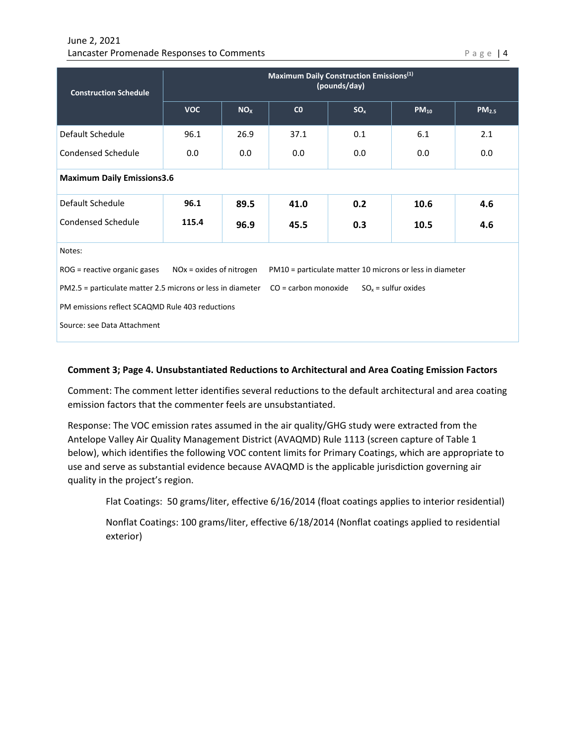| Construction Schedule | Maximum Daily Construction Emissions[1] (pounds/day) | | | | | |
|---|---|---|---|---|---|---|
| | VOC | $NO_X$ | CO | $SO_x$ | $PM_{10}$ | $PM_{2.5}$ |
| Default Schedule | 96.1 | 26.9 | 37.1 | 0.1 | 6.1 | 2.1 |
| Condensed Schedule | 0.0 | 0.0 | 0.0 | 0.0 | 0.0 | 0.0 |
| **Maximum Daily Emissions3.6** | | | | | | |
| Default Schedule | **96.1** | **89.5** | **41.0** | **0.2** | **10.6** | **4.6** |
| Condensed Schedule | **115.4** | **96.9** | **45.5** | **0.3** | **10.5** | **4.6** |

Notes:

ROG = reactive organic gases NOx = oxides of nitrogen PM10 = particulate matter 10 microns or less in diameter

PM2.5 = particulate matter 2.5 microns or less in diameter CO = carbon monoxide $SO_x$ = sulfur oxides

PM emissions reflect SCAQMD Rule 403 reductions

Source: see Data Attachment

**Comment 3; Page 4. Unsubstantiated Reductions to Architectural and Area Coating Emission Factors**

Comment: The comment letter identifies several reductions to the default architectural and area coating emission factors that the commenter feels are unsubstantiated.

Response: The VOC emission rates assumed in the air quality/GHG study were extracted from the Antelope Valley Air Quality Management District (AVAQMD) Rule 1113 (screen capture of Table 1 below), which identifies the following VOC content limits for Primary Coatings, which are appropriate to use and serve as substantial evidence because AVAQMD is the applicable jurisdiction governing air quality in the project's region.

> Flat Coatings: 50 grams/liter, effective 6/16/2014 (float coatings applies to interior residential)
>
> Nonflat Coatings: 100 grams/liter, effective 6/18/2014 (Nonflat coatings applied to residential exterior)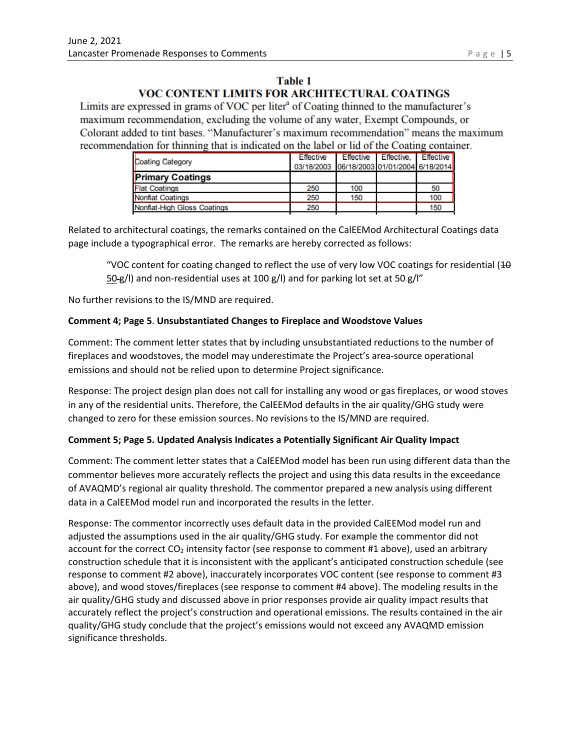**Table 1**

**VOC CONTENT LIMITS FOR ARCHITECTURAL COATINGS**

Limits are expressed in grams of VOC per liter[a] of Coating thinned to the manufacturer's maximum recommendation, excluding the volume of any water, Exempt Compounds, or Colorant added to tint bases. "Manufacturer's maximum recommendation" means the maximum recommendation for thinning that is indicated on the label or lid of the Coating container.

| Coating Category | Effective 03/18/2003 | Effective 06/18/2003 | Effective, 01/01/2004 | Effective 6/18/2014 |
|---|---|---|---|---|
| **Primary Coatings** | | | | |
| Flat Coatings | 250 | 100 | | 50 |
| Nonflat Coatings | 250 | 150 | | 100 |
| Nonflat-High Gloss Coatings | 250 | | | 150 |

Related to architectural coatings, the remarks contained on the CalEEMod Architectural Coatings data page include a typographical error. The remarks are hereby corrected as follows:

> "VOC content for coating changed to reflect the use of very low VOC coatings for residential (~~10~~ 50-g/l) and non-residential uses at 100 g/l) and for parking lot set at 50 g/l"

No further revisions to the IS/MND are required.

**Comment 4; Page 5**. **Unsubstantiated Changes to Fireplace and Woodstove Values**

Comment: The comment letter states that by including unsubstantiated reductions to the number of fireplaces and woodstoves, the model may underestimate the Project's area-source operational emissions and should not be relied upon to determine Project significance.

Response: The project design plan does not call for installing any wood or gas fireplaces, or wood stoves in any of the residential units. Therefore, the CalEEMod defaults in the air quality/GHG study were changed to zero for these emission sources. No revisions to the IS/MND are required.

**Comment 5; Page 5. Updated Analysis Indicates a Potentially Significant Air Quality Impact**

Comment: The comment letter states that a CalEEMod model has been run using different data than the commentor believes more accurately reflects the project and using this data results in the exceedance of AVAQMD's regional air quality threshold. The commentor prepared a new analysis using different data in a CalEEMod model run and incorporated the results in the letter.

Response: The commentor incorrectly uses default data in the provided CalEEMod model run and adjusted the assumptions used in the air quality/GHG study. For example the commentor did not account for the correct $CO_2$ intensity factor (see response to comment #1 above), used an arbitrary construction schedule that it is inconsistent with the applicant's anticipated construction schedule (see response to comment #2 above), inaccurately incorporates VOC content (see response to comment #3 above), and wood stoves/fireplaces (see response to comment #4 above). The modeling results in the air quality/GHG study and discussed above in prior responses provide air quality impact results that accurately reflect the project's construction and operational emissions. The results contained in the air quality/GHG study conclude that the project's emissions would not exceed any AVAQMD emission significance thresholds.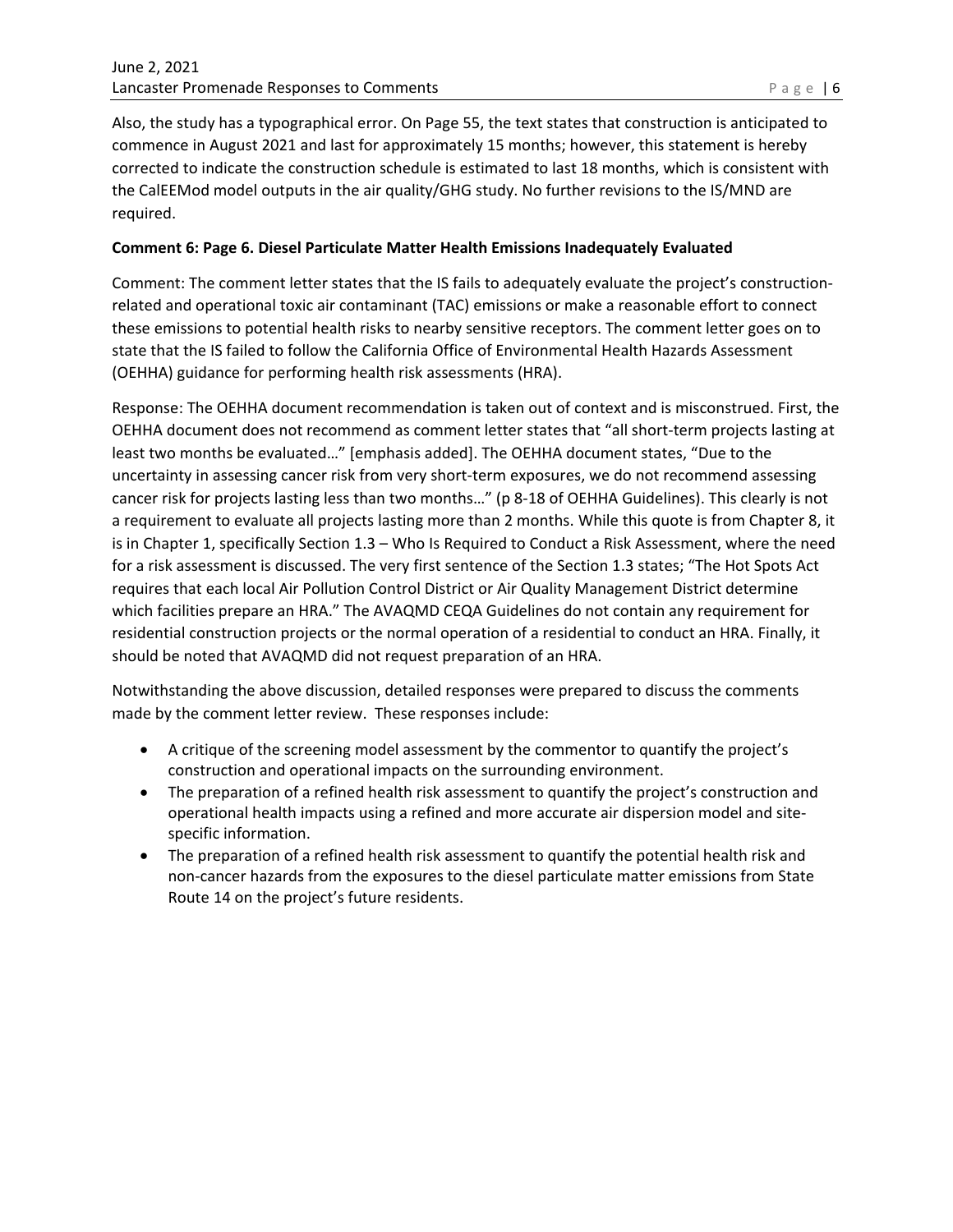Also, the study has a typographical error. On Page 55, the text states that construction is anticipated to commence in August 2021 and last for approximately 15 months; however, this statement is hereby corrected to indicate the construction schedule is estimated to last 18 months, which is consistent with the CalEEMod model outputs in the air quality/GHG study. No further revisions to the IS/MND are required.

**Comment 6: Page 6. Diesel Particulate Matter Health Emissions Inadequately Evaluated**

Comment: The comment letter states that the IS fails to adequately evaluate the project's construction-related and operational toxic air contaminant (TAC) emissions or make a reasonable effort to connect these emissions to potential health risks to nearby sensitive receptors. The comment letter goes on to state that the IS failed to follow the California Office of Environmental Health Hazards Assessment (OEHHA) guidance for performing health risk assessments (HRA).

Response: The OEHHA document recommendation is taken out of context and is misconstrued. First, the OEHHA document does not recommend as comment letter states that "all short-term projects lasting at least two months be evaluated…" [emphasis added]. The OEHHA document states, "Due to the uncertainty in assessing cancer risk from very short-term exposures, we do not recommend assessing cancer risk for projects lasting less than two months…" (p 8-18 of OEHHA Guidelines). This clearly is not a requirement to evaluate all projects lasting more than 2 months. While this quote is from Chapter 8, it is in Chapter 1, specifically Section 1.3 – Who Is Required to Conduct a Risk Assessment, where the need for a risk assessment is discussed. The very first sentence of the Section 1.3 states; "The Hot Spots Act requires that each local Air Pollution Control District or Air Quality Management District determine which facilities prepare an HRA." The AVAQMD CEQA Guidelines do not contain any requirement for residential construction projects or the normal operation of a residential to conduct an HRA. Finally, it should be noted that AVAQMD did not request preparation of an HRA.

Notwithstanding the above discussion, detailed responses were prepared to discuss the comments made by the comment letter review. These responses include:

- A critique of the screening model assessment by the commentor to quantify the project's construction and operational impacts on the surrounding environment.
- The preparation of a refined health risk assessment to quantify the project's construction and operational health impacts using a refined and more accurate air dispersion model and site-specific information.
- The preparation of a refined health risk assessment to quantify the potential health risk and non-cancer hazards from the exposures to the diesel particulate matter emissions from State Route 14 on the project's future residents.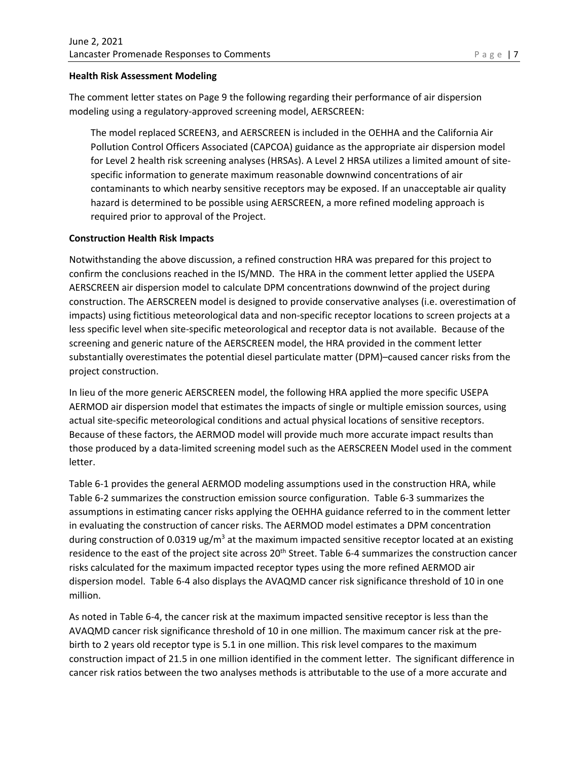**Health Risk Assessment Modeling**

The comment letter states on Page 9 the following regarding their performance of air dispersion modeling using a regulatory-approved screening model, AERSCREEN:

> The model replaced SCREEN3, and AERSCREEN is included in the OEHHA and the California Air Pollution Control Officers Associated (CAPCOA) guidance as the appropriate air dispersion model for Level 2 health risk screening analyses (HRSAs). A Level 2 HRSA utilizes a limited amount of site-specific information to generate maximum reasonable downwind concentrations of air contaminants to which nearby sensitive receptors may be exposed. If an unacceptable air quality hazard is determined to be possible using AERSCREEN, a more refined modeling approach is required prior to approval of the Project.

**Construction Health Risk Impacts**

Notwithstanding the above discussion, a refined construction HRA was prepared for this project to confirm the conclusions reached in the IS/MND. The HRA in the comment letter applied the USEPA AERSCREEN air dispersion model to calculate DPM concentrations downwind of the project during construction. The AERSCREEN model is designed to provide conservative analyses (i.e. overestimation of impacts) using fictitious meteorological data and non-specific receptor locations to screen projects at a less specific level when site-specific meteorological and receptor data is not available. Because of the screening and generic nature of the AERSCREEN model, the HRA provided in the comment letter substantially overestimates the potential diesel particulate matter (DPM)–caused cancer risks from the project construction.

In lieu of the more generic AERSCREEN model, the following HRA applied the more specific USEPA AERMOD air dispersion model that estimates the impacts of single or multiple emission sources, using actual site-specific meteorological conditions and actual physical locations of sensitive receptors. Because of these factors, the AERMOD model will provide much more accurate impact results than those produced by a data-limited screening model such as the AERSCREEN Model used in the comment letter.

Table 6-1 provides the general AERMOD modeling assumptions used in the construction HRA, while Table 6-2 summarizes the construction emission source configuration. Table 6-3 summarizes the assumptions in estimating cancer risks applying the OEHHA guidance referred to in the comment letter in evaluating the construction of cancer risks. The AERMOD model estimates a DPM concentration during construction of 0.0319 ug/m$^3$ at the maximum impacted sensitive receptor located at an existing residence to the east of the project site across 20$^{th}$ Street. Table 6-4 summarizes the construction cancer risks calculated for the maximum impacted receptor types using the more refined AERMOD air dispersion model. Table 6-4 also displays the AVAQMD cancer risk significance threshold of 10 in one million.

As noted in Table 6-4, the cancer risk at the maximum impacted sensitive receptor is less than the AVAQMD cancer risk significance threshold of 10 in one million. The maximum cancer risk at the pre-birth to 2 years old receptor type is 5.1 in one million. This risk level compares to the maximum construction impact of 21.5 in one million identified in the comment letter. The significant difference in cancer risk ratios between the two analyses methods is attributable to the use of a more accurate and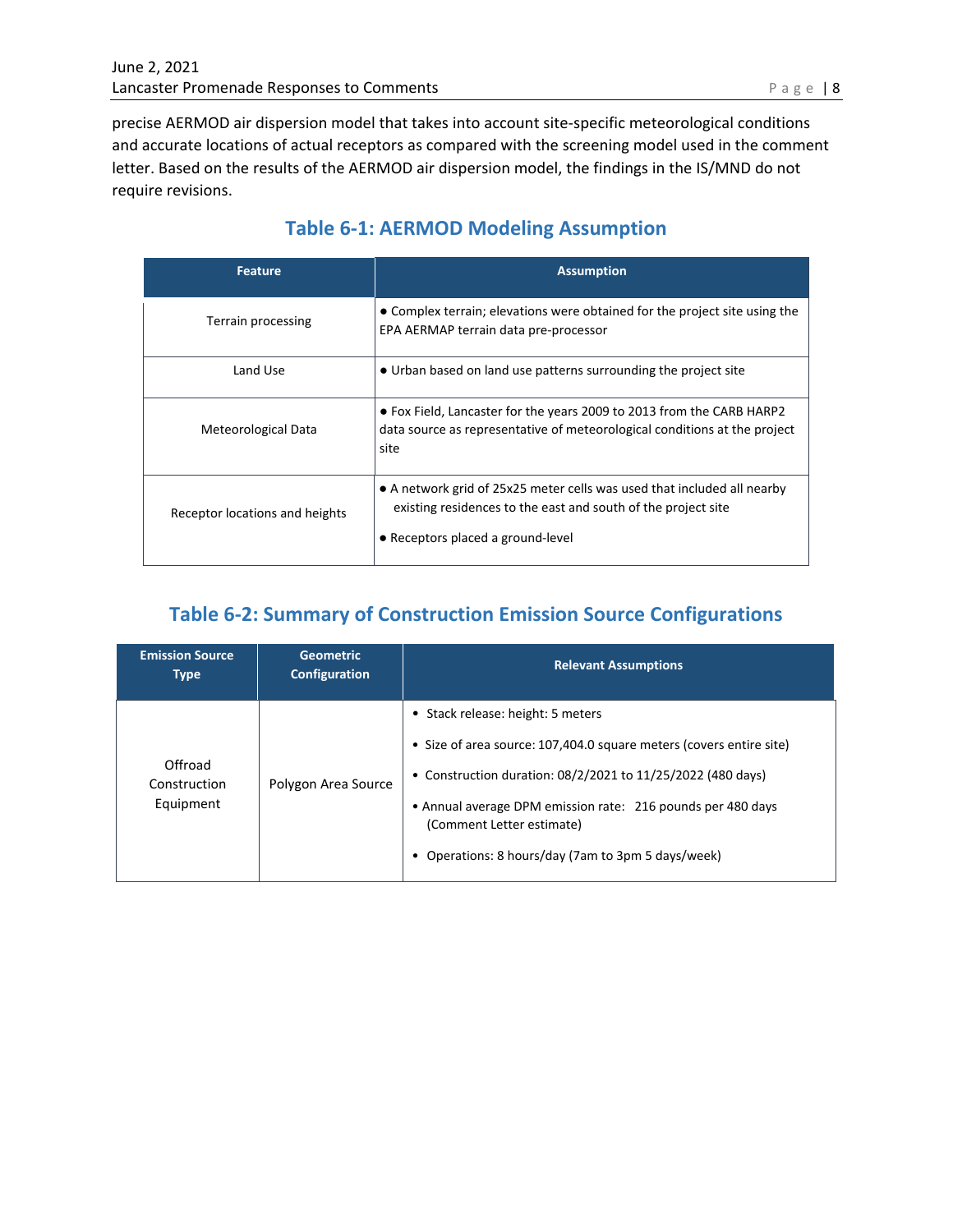precise AERMOD air dispersion model that takes into account site-specific meteorological conditions and accurate locations of actual receptors as compared with the screening model used in the comment letter. Based on the results of the AERMOD air dispersion model, the findings in the IS/MND do not require revisions.

## Table 6-1: AERMOD Modeling Assumption

| Feature | Assumption |
|---|---|
| Terrain processing | ● Complex terrain; elevations were obtained for the project site using the EPA AERMAP terrain data pre-processor |
| Land Use | ● Urban based on land use patterns surrounding the project site |
| Meteorological Data | ● Fox Field, Lancaster for the years 2009 to 2013 from the CARB HARP2 data source as representative of meteorological conditions at the project site |
| Receptor locations and heights | ● A network grid of 25x25 meter cells was used that included all nearby existing residences to the east and south of the project site<br>● Receptors placed a ground-level |

## Table 6-2: Summary of Construction Emission Source Configurations

| Emission Source Type | Geometric Configuration | Relevant Assumptions |
|---|---|---|
| Offroad Construction Equipment | Polygon Area Source | • Stack release: height: 5 meters<br>• Size of area source: 107,404.0 square meters (covers entire site)<br>• Construction duration: 08/2/2021 to 11/25/2022 (480 days)<br>• Annual average DPM emission rate: 216 pounds per 480 days (Comment Letter estimate)<br>• Operations: 8 hours/day (7am to 3pm 5 days/week) |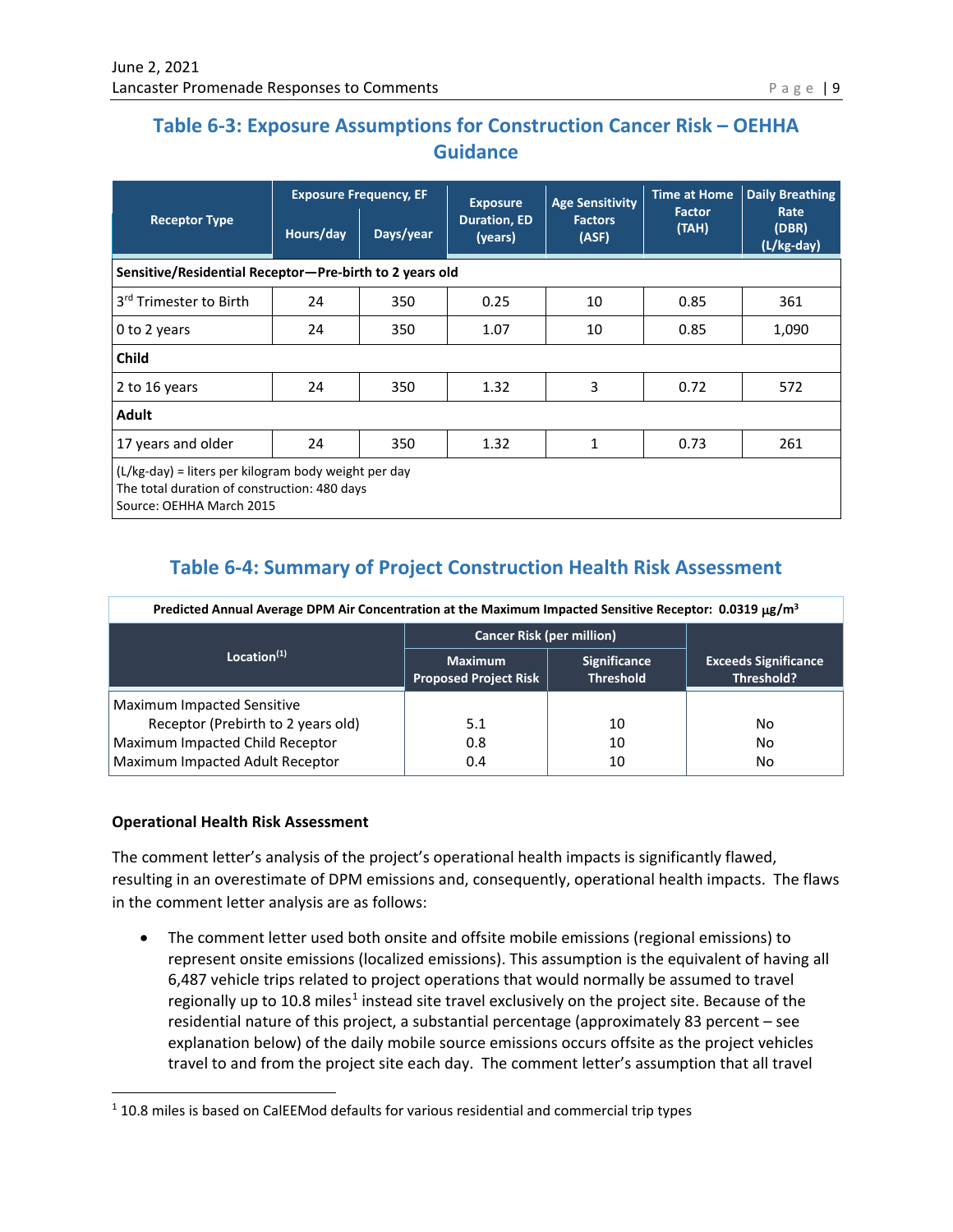## Table 6-3: Exposure Assumptions for Construction Cancer Risk – OEHHA Guidance

| Receptor Type | Exposure Frequency, EF | | Exposure Duration, ED (years) | Age Sensitivity Factors (ASF) | Time at Home Factor (TAH) | Daily Breathing Rate (DBR) (L/kg-day) |
|---|---|---|---|---|---|---|
| | Hours/day | Days/year | | | | |
| **Sensitive/Residential Receptor—Pre-birth to 2 years old** | | | | | | |
| 3rd Trimester to Birth | 24 | 350 | 0.25 | 10 | 0.85 | 361 |
| 0 to 2 years | 24 | 350 | 1.07 | 10 | 0.85 | 1,090 |
| **Child** | | | | | | |
| 2 to 16 years | 24 | 350 | 1.32 | 3 | 0.72 | 572 |
| **Adult** | | | | | | |
| 17 years and older | 24 | 350 | 1.32 | 1 | 0.73 | 261 |

(L/kg-day) = liters per kilogram body weight per day
The total duration of construction: 480 days
Source: OEHHA March 2015

## Table 6-4: Summary of Project Construction Health Risk Assessment

**Predicted Annual Average DPM Air Concentration at the Maximum Impacted Sensitive Receptor: 0.0319 μg/m³**

| Location(1) | Cancer Risk (per million) | | Exceeds Significance Threshold? |
|---|---|---|---|
| | Maximum Proposed Project Risk | Significance Threshold | |
| Maximum Impacted Sensitive Receptor (Prebirth to 2 years old) | 5.1 | 10 | No |
| Maximum Impacted Child Receptor | 0.8 | 10 | No |
| Maximum Impacted Adult Receptor | 0.4 | 10 | No |

### Operational Health Risk Assessment

The comment letter's analysis of the project's operational health impacts is significantly flawed, resulting in an overestimate of DPM emissions and, consequently, operational health impacts. The flaws in the comment letter analysis are as follows:

- The comment letter used both onsite and offsite mobile emissions (regional emissions) to represent onsite emissions (localized emissions). This assumption is the equivalent of having all 6,487 vehicle trips related to project operations that would normally be assumed to travel regionally up to 10.8 miles[1] instead site travel exclusively on the project site. Because of the residential nature of this project, a substantial percentage (approximately 83 percent – see explanation below) of the daily mobile source emissions occurs offsite as the project vehicles travel to and from the project site each day. The comment letter's assumption that all travel

[1] 10.8 miles is based on CalEEMod defaults for various residential and commercial trip types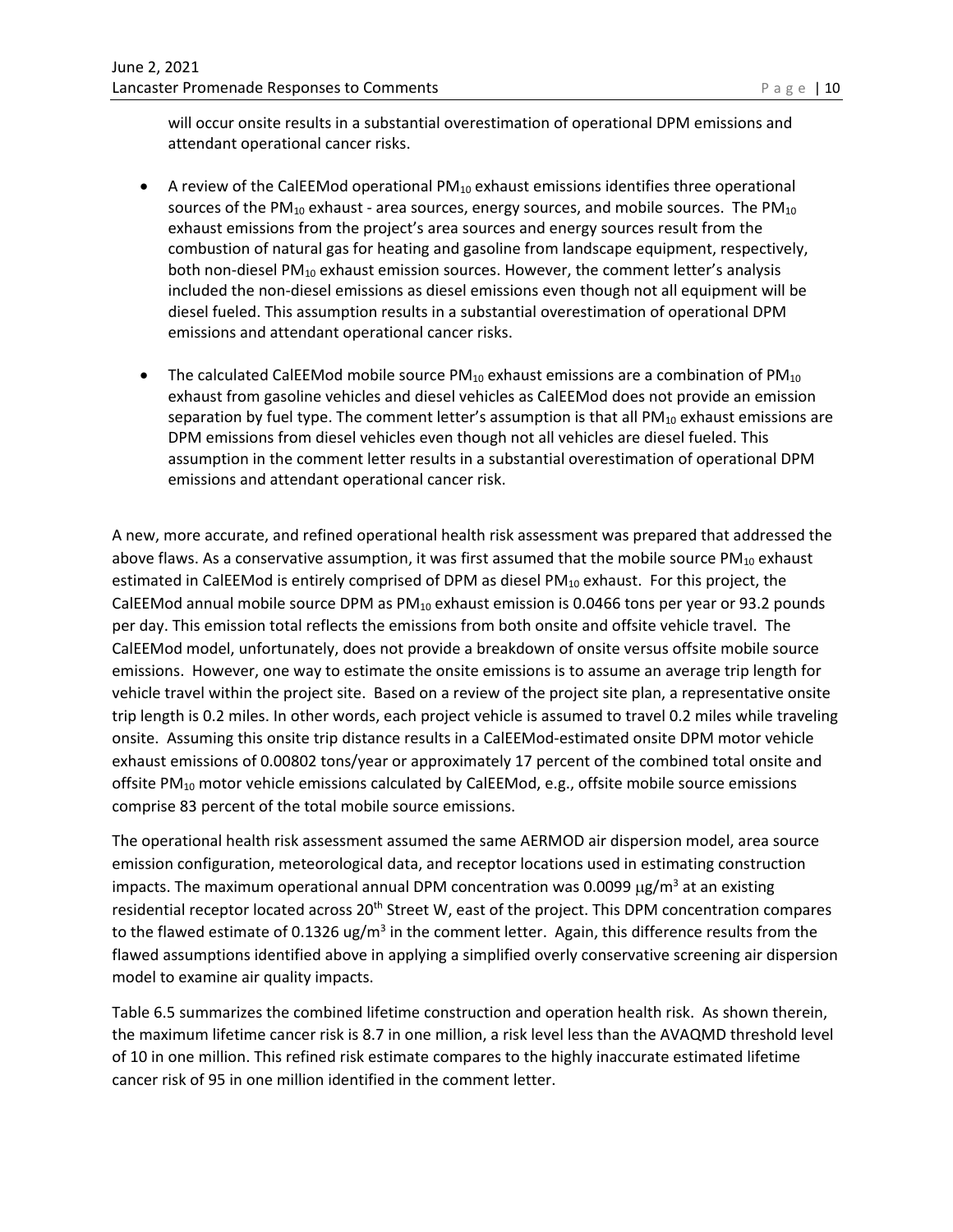will occur onsite results in a substantial overestimation of operational DPM emissions and attendant operational cancer risks.

- A review of the CalEEMod operational $PM_{10}$ exhaust emissions identifies three operational sources of the $PM_{10}$ exhaust - area sources, energy sources, and mobile sources. The $PM_{10}$ exhaust emissions from the project's area sources and energy sources result from the combustion of natural gas for heating and gasoline from landscape equipment, respectively, both non-diesel $PM_{10}$ exhaust emission sources. However, the comment letter's analysis included the non-diesel emissions as diesel emissions even though not all equipment will be diesel fueled. This assumption results in a substantial overestimation of operational DPM emissions and attendant operational cancer risks.

- The calculated CalEEMod mobile source $PM_{10}$ exhaust emissions are a combination of $PM_{10}$ exhaust from gasoline vehicles and diesel vehicles as CalEEMod does not provide an emission separation by fuel type. The comment letter's assumption is that all $PM_{10}$ exhaust emissions are DPM emissions from diesel vehicles even though not all vehicles are diesel fueled. This assumption in the comment letter results in a substantial overestimation of operational DPM emissions and attendant operational cancer risk.

A new, more accurate, and refined operational health risk assessment was prepared that addressed the above flaws. As a conservative assumption, it was first assumed that the mobile source $PM_{10}$ exhaust estimated in CalEEMod is entirely comprised of DPM as diesel $PM_{10}$ exhaust. For this project, the CalEEMod annual mobile source DPM as $PM_{10}$ exhaust emission is 0.0466 tons per year or 93.2 pounds per day. This emission total reflects the emissions from both onsite and offsite vehicle travel. The CalEEMod model, unfortunately, does not provide a breakdown of onsite versus offsite mobile source emissions. However, one way to estimate the onsite emissions is to assume an average trip length for vehicle travel within the project site. Based on a review of the project site plan, a representative onsite trip length is 0.2 miles. In other words, each project vehicle is assumed to travel 0.2 miles while traveling onsite. Assuming this onsite trip distance results in a CalEEMod-estimated onsite DPM motor vehicle exhaust emissions of 0.00802 tons/year or approximately 17 percent of the combined total onsite and offsite $PM_{10}$ motor vehicle emissions calculated by CalEEMod, e.g., offsite mobile source emissions comprise 83 percent of the total mobile source emissions.

The operational health risk assessment assumed the same AERMOD air dispersion model, area source emission configuration, meteorological data, and receptor locations used in estimating construction impacts. The maximum operational annual DPM concentration was 0.0099 $\mu g/m^3$ at an existing residential receptor located across 20th Street W, east of the project. This DPM concentration compares to the flawed estimate of 0.1326 $ug/m^3$ in the comment letter. Again, this difference results from the flawed assumptions identified above in applying a simplified overly conservative screening air dispersion model to examine air quality impacts.

Table 6.5 summarizes the combined lifetime construction and operation health risk. As shown therein, the maximum lifetime cancer risk is 8.7 in one million, a risk level less than the AVAQMD threshold level of 10 in one million. This refined risk estimate compares to the highly inaccurate estimated lifetime cancer risk of 95 in one million identified in the comment letter.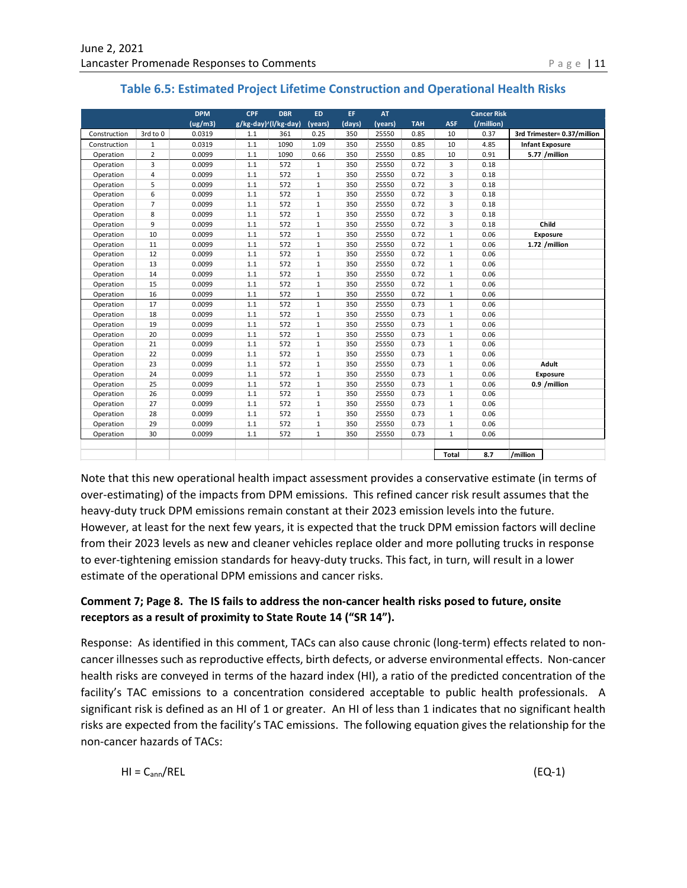## Table 6.5: Estimated Project Lifetime Construction and Operational Health Risks

| | | DPM (ug/m3) | CPF (/kg-day)⁻¹ | DBR (l/kg-day) | ED (years) | EF (days) | AT (years) | TAH | ASF | Cancer Risk (/million) | | |
|---|---|---|---|---|---|---|---|---|---|---|---|---|
| Construction | 3rd to 0 | 0.0319 | 1.1 | 361 | 0.25 | 350 | 25550 | 0.85 | 10 | 0.37 | 3rd Trimester= 0.37/million | |
| Construction | 1 | 0.0319 | 1.1 | 1090 | 1.09 | 350 | 25550 | 0.85 | 10 | 4.85 | Infant Exposure | |
| Operation | 2 | 0.0099 | 1.1 | 1090 | 0.66 | 350 | 25550 | 0.85 | 10 | 0.91 | 5.77 | /million |
| Operation | 3 | 0.0099 | 1.1 | 572 | 1 | 350 | 25550 | 0.72 | 3 | 0.18 | | |
| Operation | 4 | 0.0099 | 1.1 | 572 | 1 | 350 | 25550 | 0.72 | 3 | 0.18 | | |
| Operation | 5 | 0.0099 | 1.1 | 572 | 1 | 350 | 25550 | 0.72 | 3 | 0.18 | | |
| Operation | 6 | 0.0099 | 1.1 | 572 | 1 | 350 | 25550 | 0.72 | 3 | 0.18 | | |
| Operation | 7 | 0.0099 | 1.1 | 572 | 1 | 350 | 25550 | 0.72 | 3 | 0.18 | | |
| Operation | 8 | 0.0099 | 1.1 | 572 | 1 | 350 | 25550 | 0.72 | 3 | 0.18 | | |
| Operation | 9 | 0.0099 | 1.1 | 572 | 1 | 350 | 25550 | 0.72 | 3 | 0.18 | Child | |
| Operation | 10 | 0.0099 | 1.1 | 572 | 1 | 350 | 25550 | 0.72 | 1 | 0.06 | Exposure | |
| Operation | 11 | 0.0099 | 1.1 | 572 | 1 | 350 | 25550 | 0.72 | 1 | 0.06 | 1.72 | /million |
| Operation | 12 | 0.0099 | 1.1 | 572 | 1 | 350 | 25550 | 0.72 | 1 | 0.06 | | |
| Operation | 13 | 0.0099 | 1.1 | 572 | 1 | 350 | 25550 | 0.72 | 1 | 0.06 | | |
| Operation | 14 | 0.0099 | 1.1 | 572 | 1 | 350 | 25550 | 0.72 | 1 | 0.06 | | |
| Operation | 15 | 0.0099 | 1.1 | 572 | 1 | 350 | 25550 | 0.72 | 1 | 0.06 | | |
| Operation | 16 | 0.0099 | 1.1 | 572 | 1 | 350 | 25550 | 0.72 | 1 | 0.06 | | |
| Operation | 17 | 0.0099 | 1.1 | 572 | 1 | 350 | 25550 | 0.73 | 1 | 0.06 | | |
| Operation | 18 | 0.0099 | 1.1 | 572 | 1 | 350 | 25550 | 0.73 | 1 | 0.06 | | |
| Operation | 19 | 0.0099 | 1.1 | 572 | 1 | 350 | 25550 | 0.73 | 1 | 0.06 | | |
| Operation | 20 | 0.0099 | 1.1 | 572 | 1 | 350 | 25550 | 0.73 | 1 | 0.06 | | |
| Operation | 21 | 0.0099 | 1.1 | 572 | 1 | 350 | 25550 | 0.73 | 1 | 0.06 | | |
| Operation | 22 | 0.0099 | 1.1 | 572 | 1 | 350 | 25550 | 0.73 | 1 | 0.06 | | |
| Operation | 23 | 0.0099 | 1.1 | 572 | 1 | 350 | 25550 | 0.73 | 1 | 0.06 | Adult | |
| Operation | 24 | 0.0099 | 1.1 | 572 | 1 | 350 | 25550 | 0.73 | 1 | 0.06 | Exposure | |
| Operation | 25 | 0.0099 | 1.1 | 572 | 1 | 350 | 25550 | 0.73 | 1 | 0.06 | 0.9 | /million |
| Operation | 26 | 0.0099 | 1.1 | 572 | 1 | 350 | 25550 | 0.73 | 1 | 0.06 | | |
| Operation | 27 | 0.0099 | 1.1 | 572 | 1 | 350 | 25550 | 0.73 | 1 | 0.06 | | |
| Operation | 28 | 0.0099 | 1.1 | 572 | 1 | 350 | 25550 | 0.73 | 1 | 0.06 | | |
| Operation | 29 | 0.0099 | 1.1 | 572 | 1 | 350 | 25550 | 0.73 | 1 | 0.06 | | |
| Operation | 30 | 0.0099 | 1.1 | 572 | 1 | 350 | 25550 | 0.73 | 1 | 0.06 | | |
| | | | | | | | | | Total | 8.7 | /million | |

Note that this new operational health impact assessment provides a conservative estimate (in terms of over-estimating) of the impacts from DPM emissions. This refined cancer risk result assumes that the heavy-duty truck DPM emissions remain constant at their 2023 emission levels into the future. However, at least for the next few years, it is expected that the truck DPM emission factors will decline from their 2023 levels as new and cleaner vehicles replace older and more polluting trucks in response to ever-tightening emission standards for heavy-duty trucks. This fact, in turn, will result in a lower estimate of the operational DPM emissions and cancer risks.

**Comment 7; Page 8. The IS fails to address the non-cancer health risks posed to future, onsite receptors as a result of proximity to State Route 14 ("SR 14").**

Response: As identified in this comment, TACs can also cause chronic (long-term) effects related to non-cancer illnesses such as reproductive effects, birth defects, or adverse environmental effects. Non-cancer health risks are conveyed in terms of the hazard index (HI), a ratio of the predicted concentration of the facility's TAC emissions to a concentration considered acceptable to public health professionals. A significant risk is defined as an HI of 1 or greater. An HI of less than 1 indicates that no significant health risks are expected from the facility's TAC emissions. The following equation gives the relationship for the non-cancer hazards of TACs:

$$HI = C_{ann}/REL \qquad \text{(EQ-1)}$$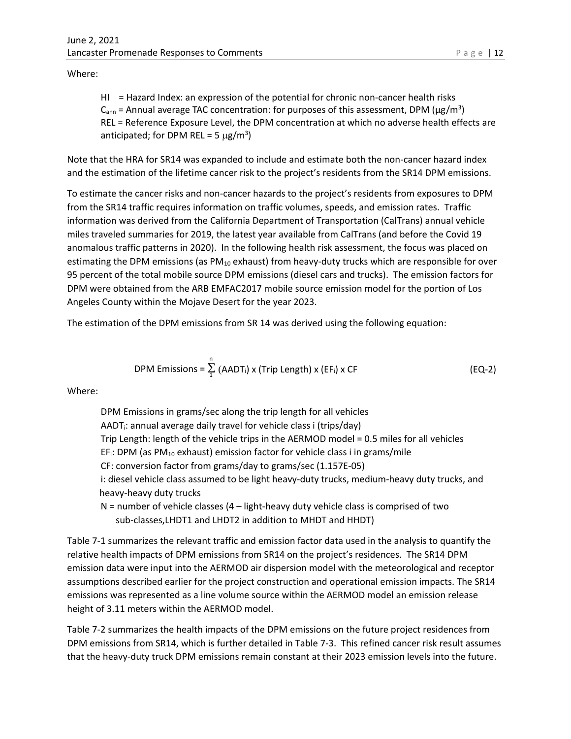Where:

> HI = Hazard Index: an expression of the potential for chronic non-cancer health risks
> $C_{ann}$ = Annual average TAC concentration: for purposes of this assessment, DPM (μg/m$^3$)
> REL = Reference Exposure Level, the DPM concentration at which no adverse health effects are anticipated; for DPM REL = 5 μg/m$^3$)

Note that the HRA for SR14 was expanded to include and estimate both the non-cancer hazard index and the estimation of the lifetime cancer risk to the project's residents from the SR14 DPM emissions.

To estimate the cancer risks and non-cancer hazards to the project's residents from exposures to DPM from the SR14 traffic requires information on traffic volumes, speeds, and emission rates. Traffic information was derived from the California Department of Transportation (CalTrans) annual vehicle miles traveled summaries for 2019, the latest year available from CalTrans (and before the Covid 19 anomalous traffic patterns in 2020). In the following health risk assessment, the focus was placed on estimating the DPM emissions (as $PM_{10}$ exhaust) from heavy-duty trucks which are responsible for over 95 percent of the total mobile source DPM emissions (diesel cars and trucks). The emission factors for DPM were obtained from the ARB EMFAC2017 mobile source emission model for the portion of Los Angeles County within the Mojave Desert for the year 2023.

The estimation of the DPM emissions from SR 14 was derived using the following equation:

$$\text{DPM Emissions} = \sum_{1}^{n} (AADT_i) \times (\text{Trip Length}) \times (EF_i) \times CF \qquad \text{(EQ-2)}$$

Where:

> DPM Emissions in grams/sec along the trip length for all vehicles
> $AADT_i$: annual average daily travel for vehicle class i (trips/day)
> Trip Length: length of the vehicle trips in the AERMOD model = 0.5 miles for all vehicles
> $EF_i$: DPM (as $PM_{10}$ exhaust) emission factor for vehicle class i in grams/mile
> CF: conversion factor from grams/day to grams/sec (1.157E-05)
> i: diesel vehicle class assumed to be light heavy-duty trucks, medium-heavy duty trucks, and heavy-heavy duty trucks
> N = number of vehicle classes (4 – light-heavy duty vehicle class is comprised of two sub-classes,LHDT1 and LHDT2 in addition to MHDT and HHDT)

Table 7-1 summarizes the relevant traffic and emission factor data used in the analysis to quantify the relative health impacts of DPM emissions from SR14 on the project's residences. The SR14 DPM emission data were input into the AERMOD air dispersion model with the meteorological and receptor assumptions described earlier for the project construction and operational emission impacts. The SR14 emissions was represented as a line volume source within the AERMOD model an emission release height of 3.11 meters within the AERMOD model.

Table 7-2 summarizes the health impacts of the DPM emissions on the future project residences from DPM emissions from SR14, which is further detailed in Table 7-3. This refined cancer risk result assumes that the heavy-duty truck DPM emissions remain constant at their 2023 emission levels into the future.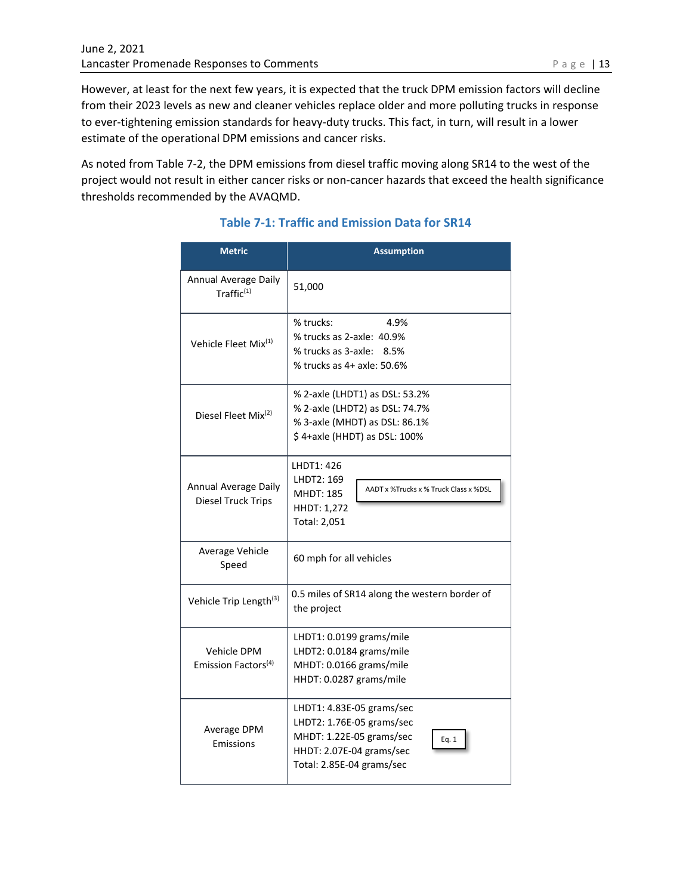However, at least for the next few years, it is expected that the truck DPM emission factors will decline from their 2023 levels as new and cleaner vehicles replace older and more polluting trucks in response to ever-tightening emission standards for heavy-duty trucks. This fact, in turn, will result in a lower estimate of the operational DPM emissions and cancer risks.

As noted from Table 7-2, the DPM emissions from diesel traffic moving along SR14 to the west of the project would not result in either cancer risks or non-cancer hazards that exceed the health significance thresholds recommended by the AVAQMD.

### Table 7-1: Traffic and Emission Data for SR14

| Metric | Assumption |
|---|---|
| Annual Average Daily Traffic[1] | 51,000 |
| Vehicle Fleet Mix[1] | % trucks: 4.9%<br>% trucks as 2-axle: 40.9%<br>% trucks as 3-axle: 8.5%<br>% trucks as 4+ axle: 50.6% |
| Diesel Fleet Mix[2] | % 2-axle (LHDT1) as DSL: 53.2%<br>% 2-axle (LHDT2) as DSL: 74.7%<br>% 3-axle (MHDT) as DSL: 86.1%<br>$ 4+axle (HHDT) as DSL: 100% |
| Annual Average Daily Diesel Truck Trips | LHDT1: 426<br>LHDT2: 169<br>MHDT: 185<br>HHDT: 1,272<br>Total: 2,051<br>AADT x %Trucks x % Truck Class x %DSL |
| Average Vehicle Speed | 60 mph for all vehicles |
| Vehicle Trip Length[3] | 0.5 miles of SR14 along the western border of the project |
| Vehicle DPM Emission Factors[4] | LHDT1: 0.0199 grams/mile<br>LHDT2: 0.0184 grams/mile<br>MHDT: 0.0166 grams/mile<br>HHDT: 0.0287 grams/mile |
| Average DPM Emissions | LHDT1: 4.83E-05 grams/sec<br>LHDT2: 1.76E-05 grams/sec<br>MHDT: 1.22E-05 grams/sec<br>HHDT: 2.07E-04 grams/sec<br>Total: 2.85E-04 grams/sec<br>Eq. 1 |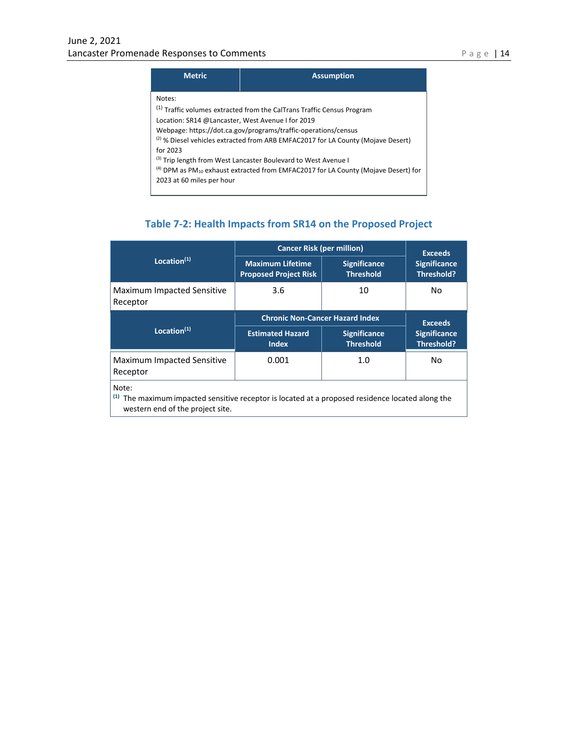| Metric | Assumption |
|---|---|
| Notes:<br>[1] Traffic volumes extracted from the CalTrans Traffic Census Program<br>Location: SR14 @Lancaster, West Avenue I for 2019<br>Webpage: https://dot.ca.gov/programs/traffic-operations/census<br>[2] % Diesel vehicles extracted from ARB EMFAC2017 for LA County (Mojave Desert) for 2023<br>[3] Trip length from West Lancaster Boulevard to West Avenue I<br>[4] DPM as $PM_{10}$ exhaust extracted from EMFAC2017 for LA County (Mojave Desert) for 2023 at 60 miles per hour | |

### Table 7-2: Health Impacts from SR14 on the Proposed Project

| Location[1] | Cancer Risk (per million) | | Exceeds Significance Threshold? |
|---|---|---|---|
| | Maximum Lifetime Proposed Project Risk | Significance Threshold | |
| Maximum Impacted Sensitive Receptor | 3.6 | 10 | No |
| **Location[1]** | **Chronic Non-Cancer Hazard Index** | | **Exceeds Significance Threshold?** |
| | **Estimated Hazard Index** | **Significance Threshold** | |
| Maximum Impacted Sensitive Receptor | 0.001 | 1.0 | No |

Note:
[1] The maximum impacted sensitive receptor is located at a proposed residence located along the western end of the project site.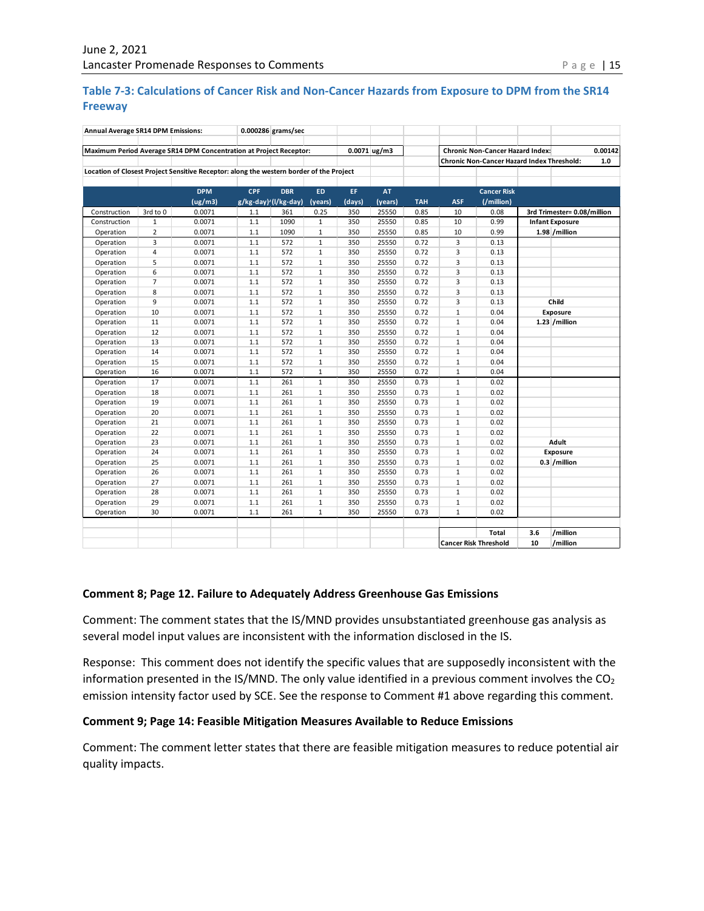### Table 7-3: Calculations of Cancer Risk and Non-Cancer Hazards from Exposure to DPM from the SR14 Freeway

Annual Average SR14 DPM Emissions: 0.000286 grams/sec

Maximum Period Average SR14 DPM Concentration at Project Receptor: 0.0071 ug/m3

Chronic Non-Cancer Hazard Index: 0.00142

Chronic Non-Cancer Hazard Index Threshold: 1.0

Location of Closest Project Sensitive Receptor: along the western border of the Project

| | | DPM (ug/m3) | CPF g/kg-day)/ | DBR (l/kg-day) | ED (years) | EF (days) | AT (years) | TAH | ASF | Cancer Risk (/million) | |
|---|---|---|---|---|---|---|---|---|---|---|---|
| Construction | 3rd to 0 | 0.0071 | 1.1 | 361 | 0.25 | 350 | 25550 | 0.85 | 10 | 0.08 | 3rd Trimester= 0.08/million |
| Construction | 1 | 0.0071 | 1.1 | 1090 | 1 | 350 | 25550 | 0.85 | 10 | 0.99 | Infant Exposure |
| Operation | 2 | 0.0071 | 1.1 | 1090 | 1 | 350 | 25550 | 0.85 | 10 | 0.99 | 1.98 /million |
| Operation | 3 | 0.0071 | 1.1 | 572 | 1 | 350 | 25550 | 0.72 | 3 | 0.13 | |
| Operation | 4 | 0.0071 | 1.1 | 572 | 1 | 350 | 25550 | 0.72 | 3 | 0.13 | |
| Operation | 5 | 0.0071 | 1.1 | 572 | 1 | 350 | 25550 | 0.72 | 3 | 0.13 | |
| Operation | 6 | 0.0071 | 1.1 | 572 | 1 | 350 | 25550 | 0.72 | 3 | 0.13 | |
| Operation | 7 | 0.0071 | 1.1 | 572 | 1 | 350 | 25550 | 0.72 | 3 | 0.13 | |
| Operation | 8 | 0.0071 | 1.1 | 572 | 1 | 350 | 25550 | 0.72 | 3 | 0.13 | |
| Operation | 9 | 0.0071 | 1.1 | 572 | 1 | 350 | 25550 | 0.72 | 3 | 0.13 | Child |
| Operation | 10 | 0.0071 | 1.1 | 572 | 1 | 350 | 25550 | 0.72 | 1 | 0.04 | Exposure |
| Operation | 11 | 0.0071 | 1.1 | 572 | 1 | 350 | 25550 | 0.72 | 1 | 0.04 | 1.23 /million |
| Operation | 12 | 0.0071 | 1.1 | 572 | 1 | 350 | 25550 | 0.72 | 1 | 0.04 | |
| Operation | 13 | 0.0071 | 1.1 | 572 | 1 | 350 | 25550 | 0.72 | 1 | 0.04 | |
| Operation | 14 | 0.0071 | 1.1 | 572 | 1 | 350 | 25550 | 0.72 | 1 | 0.04 | |
| Operation | 15 | 0.0071 | 1.1 | 572 | 1 | 350 | 25550 | 0.72 | 1 | 0.04 | |
| Operation | 16 | 0.0071 | 1.1 | 572 | 1 | 350 | 25550 | 0.72 | 1 | 0.04 | |
| Operation | 17 | 0.0071 | 1.1 | 261 | 1 | 350 | 25550 | 0.73 | 1 | 0.02 | |
| Operation | 18 | 0.0071 | 1.1 | 261 | 1 | 350 | 25550 | 0.73 | 1 | 0.02 | |
| Operation | 19 | 0.0071 | 1.1 | 261 | 1 | 350 | 25550 | 0.73 | 1 | 0.02 | |
| Operation | 20 | 0.0071 | 1.1 | 261 | 1 | 350 | 25550 | 0.73 | 1 | 0.02 | |
| Operation | 21 | 0.0071 | 1.1 | 261 | 1 | 350 | 25550 | 0.73 | 1 | 0.02 | |
| Operation | 22 | 0.0071 | 1.1 | 261 | 1 | 350 | 25550 | 0.73 | 1 | 0.02 | |
| Operation | 23 | 0.0071 | 1.1 | 261 | 1 | 350 | 25550 | 0.73 | 1 | 0.02 | Adult |
| Operation | 24 | 0.0071 | 1.1 | 261 | 1 | 350 | 25550 | 0.73 | 1 | 0.02 | Exposure |
| Operation | 25 | 0.0071 | 1.1 | 261 | 1 | 350 | 25550 | 0.73 | 1 | 0.02 | 0.3 /million |
| Operation | 26 | 0.0071 | 1.1 | 261 | 1 | 350 | 25550 | 0.73 | 1 | 0.02 | |
| Operation | 27 | 0.0071 | 1.1 | 261 | 1 | 350 | 25550 | 0.73 | 1 | 0.02 | |
| Operation | 28 | 0.0071 | 1.1 | 261 | 1 | 350 | 25550 | 0.73 | 1 | 0.02 | |
| Operation | 29 | 0.0071 | 1.1 | 261 | 1 | 350 | 25550 | 0.73 | 1 | 0.02 | |
| Operation | 30 | 0.0071 | 1.1 | 261 | 1 | 350 | 25550 | 0.73 | 1 | 0.02 | |
| | | | | | | | | | | Total | 3.6 /million |
| | | | | | | | | | Cancer Risk Threshold | | 10 /million |

**Comment 8; Page 12. Failure to Adequately Address Greenhouse Gas Emissions**

Comment: The comment states that the IS/MND provides unsubstantiated greenhouse gas analysis as several model input values are inconsistent with the information disclosed in the IS.

Response: This comment does not identify the specific values that are supposedly inconsistent with the information presented in the IS/MND. The only value identified in a previous comment involves the $CO_2$ emission intensity factor used by SCE. See the response to Comment #1 above regarding this comment.

**Comment 9; Page 14: Feasible Mitigation Measures Available to Reduce Emissions**

Comment: The comment letter states that there are feasible mitigation measures to reduce potential air quality impacts.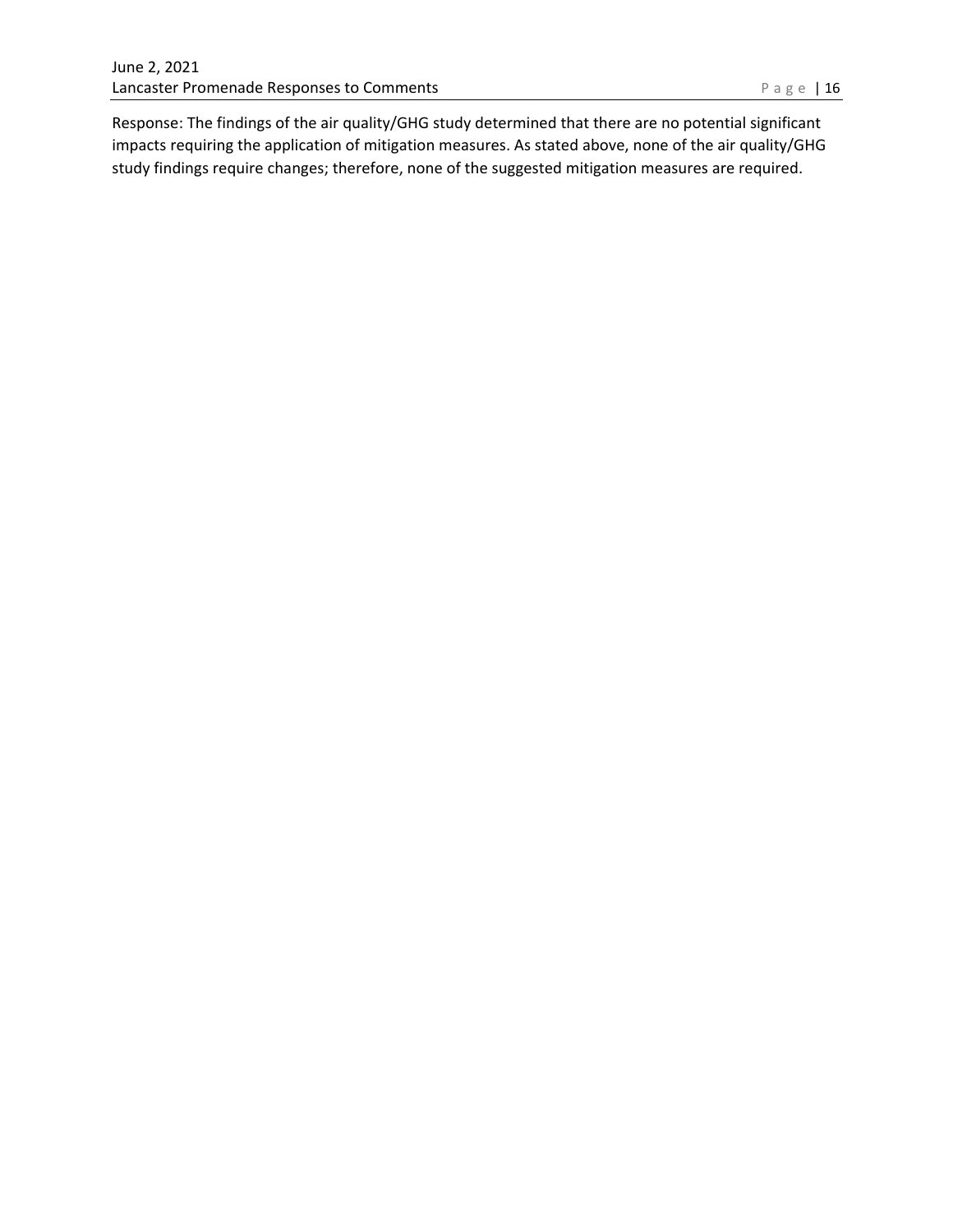Response: The findings of the air quality/GHG study determined that there are no potential significant impacts requiring the application of mitigation measures. As stated above, none of the air quality/GHG study findings require changes; therefore, none of the suggested mitigation measures are required.